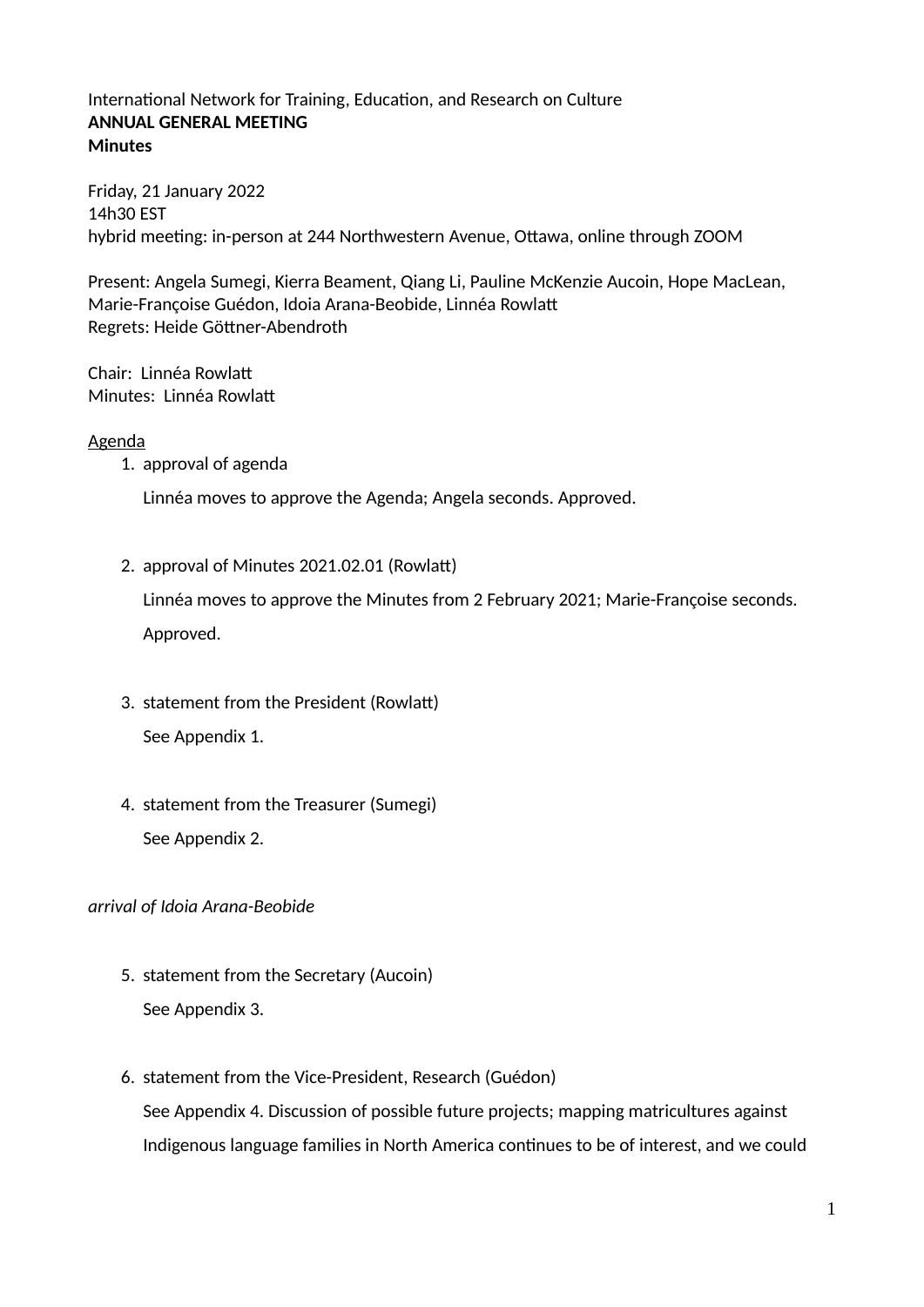International Network for Training, Education, and Research on Culture
**ANNUAL GENERAL MEETING**
**Minutes**

Friday, 21 January 2022
14h30 EST
hybrid meeting: in-person at 244 Northwestern Avenue, Ottawa, online through ZOOM

Present: Angela Sumegi, Kierra Beament, Qiang Li, Pauline McKenzie Aucoin, Hope MacLean, Marie-Françoise Guédon, Idoia Arana-Beobide, Linnéa Rowlatt
Regrets: Heide Göttner-Abendroth

Chair: Linnéa Rowlatt
Minutes: Linnéa Rowlatt

Agenda

1. approval of agenda

   Linnéa moves to approve the Agenda; Angela seconds. Approved.

2. approval of Minutes 2021.02.01 (Rowlatt)

   Linnéa moves to approve the Minutes from 2 February 2021; Marie-Françoise seconds. Approved.

3. statement from the President (Rowlatt)

   See Appendix 1.

4. statement from the Treasurer (Sumegi)

   See Appendix 2.

*arrival of Idoia Arana-Beobide*

5. statement from the Secretary (Aucoin)

   See Appendix 3.

6. statement from the Vice-President, Research (Guédon)

   See Appendix 4. Discussion of possible future projects; mapping matricultures against Indigenous language families in North America continues to be of interest, and we could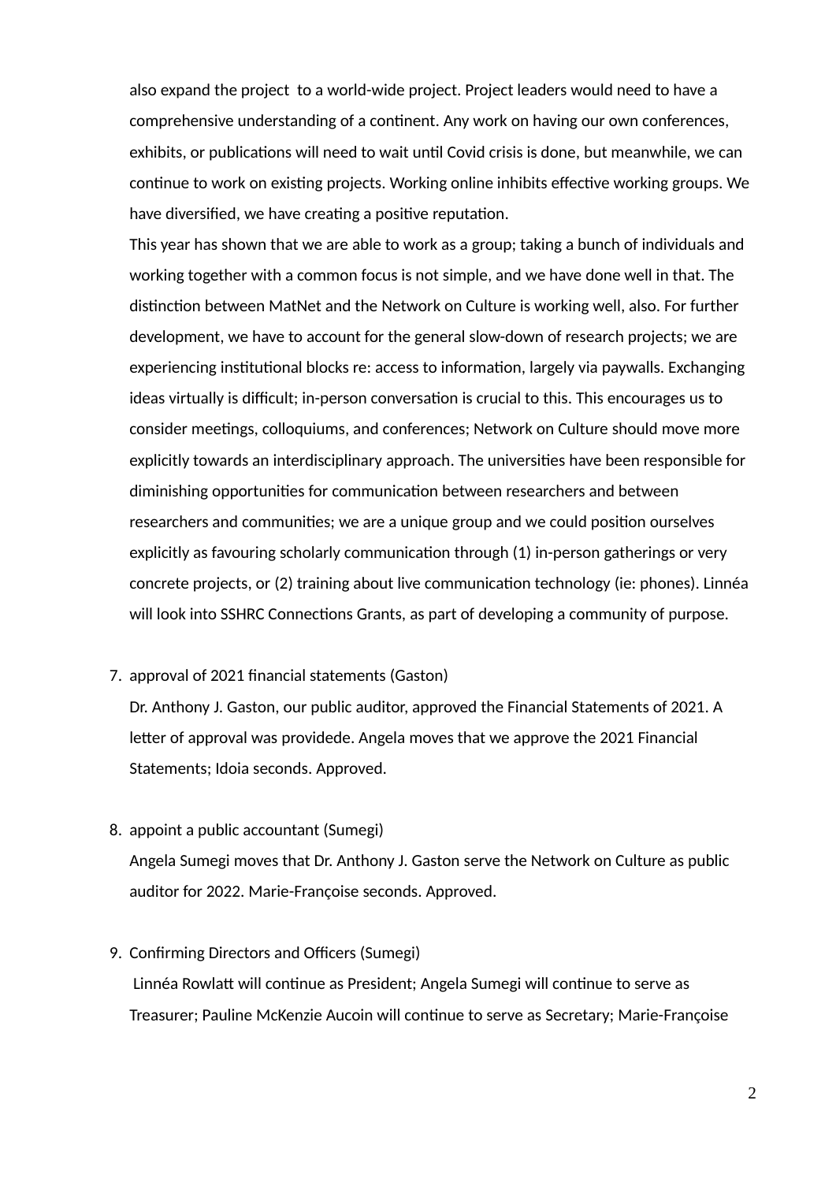also expand the project to a world-wide project. Project leaders would need to have a comprehensive understanding of a continent. Any work on having our own conferences, exhibits, or publications will need to wait until Covid crisis is done, but meanwhile, we can continue to work on existing projects. Working online inhibits effective working groups. We have diversified, we have creating a positive reputation.

This year has shown that we are able to work as a group; taking a bunch of individuals and working together with a common focus is not simple, and we have done well in that. The distinction between MatNet and the Network on Culture is working well, also. For further development, we have to account for the general slow-down of research projects; we are experiencing institutional blocks re: access to information, largely via paywalls. Exchanging ideas virtually is difficult; in-person conversation is crucial to this. This encourages us to consider meetings, colloquiums, and conferences; Network on Culture should move more explicitly towards an interdisciplinary approach. The universities have been responsible for diminishing opportunities for communication between researchers and between researchers and communities; we are a unique group and we could position ourselves explicitly as favouring scholarly communication through (1) in-person gatherings or very concrete projects, or (2) training about live communication technology (ie: phones). Linnéa will look into SSHRC Connections Grants, as part of developing a community of purpose.

7. approval of 2021 financial statements (Gaston)

   Dr. Anthony J. Gaston, our public auditor, approved the Financial Statements of 2021. A letter of approval was providede. Angela moves that we approve the 2021 Financial Statements; Idoia seconds. Approved.

8. appoint a public accountant (Sumegi)

   Angela Sumegi moves that Dr. Anthony J. Gaston serve the Network on Culture as public auditor for 2022. Marie-Françoise seconds. Approved.

9. Confirming Directors and Officers (Sumegi)

   Linnéa Rowlatt will continue as President; Angela Sumegi will continue to serve as Treasurer; Pauline McKenzie Aucoin will continue to serve as Secretary; Marie-Françoise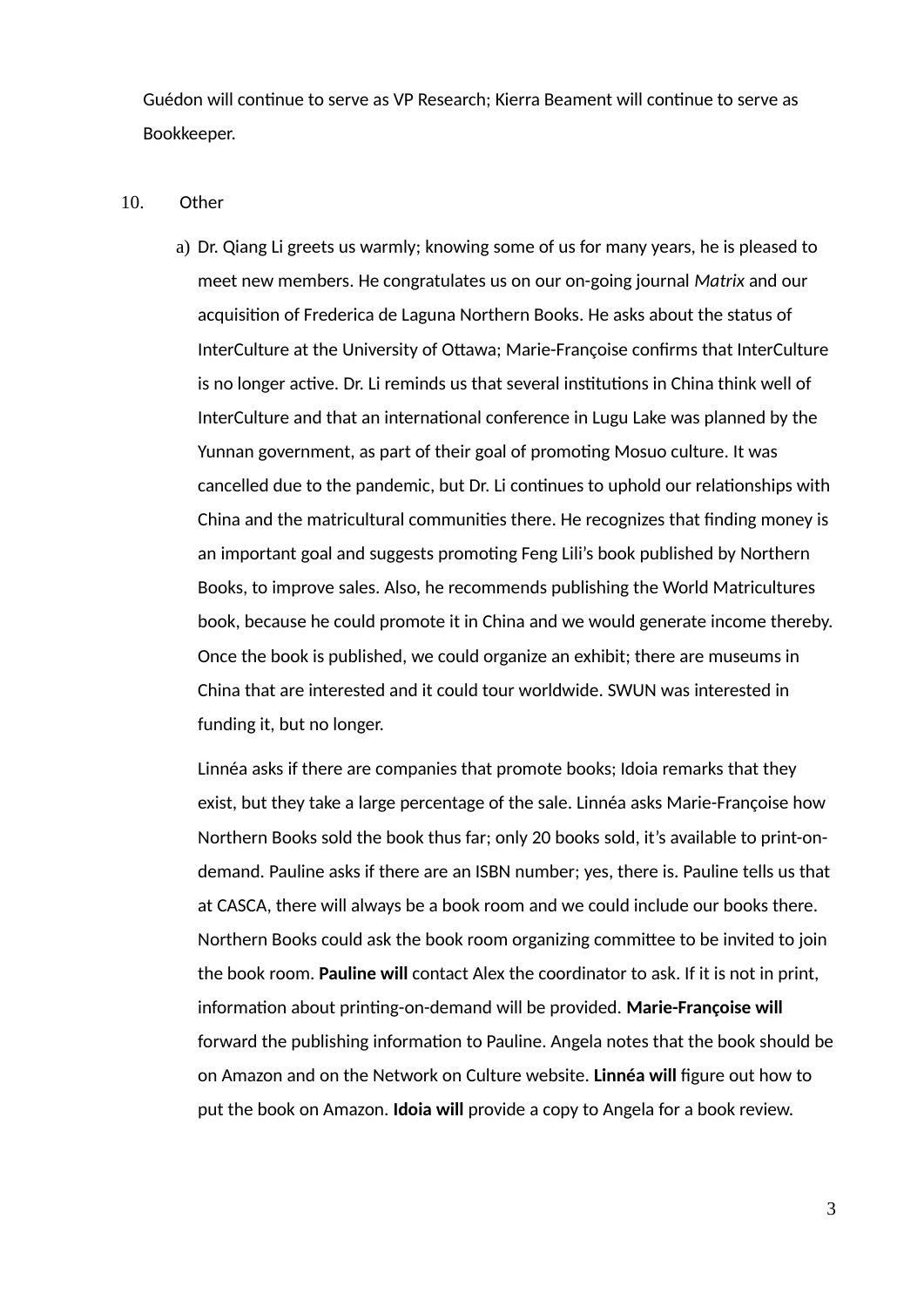Guédon will continue to serve as VP Research; Kierra Beament will continue to serve as Bookkeeper.

10. Other

a) Dr. Qiang Li greets us warmly; knowing some of us for many years, he is pleased to meet new members. He congratulates us on our on-going journal *Matrix* and our acquisition of Frederica de Laguna Northern Books. He asks about the status of InterCulture at the University of Ottawa; Marie-Françoise confirms that InterCulture is no longer active. Dr. Li reminds us that several institutions in China think well of InterCulture and that an international conference in Lugu Lake was planned by the Yunnan government, as part of their goal of promoting Mosuo culture. It was cancelled due to the pandemic, but Dr. Li continues to uphold our relationships with China and the matricultural communities there. He recognizes that finding money is an important goal and suggests promoting Feng Lili's book published by Northern Books, to improve sales. Also, he recommends publishing the World Matricultures book, because he could promote it in China and we would generate income thereby. Once the book is published, we could organize an exhibit; there are museums in China that are interested and it could tour worldwide. SWUN was interested in funding it, but no longer.

   Linnéa asks if there are companies that promote books; Idoia remarks that they exist, but they take a large percentage of the sale. Linnéa asks Marie-Françoise how Northern Books sold the book thus far; only 20 books sold, it's available to print-on-demand. Pauline asks if there are an ISBN number; yes, there is. Pauline tells us that at CASCA, there will always be a book room and we could include our books there. Northern Books could ask the book room organizing committee to be invited to join the book room. **Pauline will** contact Alex the coordinator to ask. If it is not in print, information about printing-on-demand will be provided. **Marie-Françoise will** forward the publishing information to Pauline. Angela notes that the book should be on Amazon and on the Network on Culture website. **Linnéa will** figure out how to put the book on Amazon. **Idoia will** provide a copy to Angela for a book review.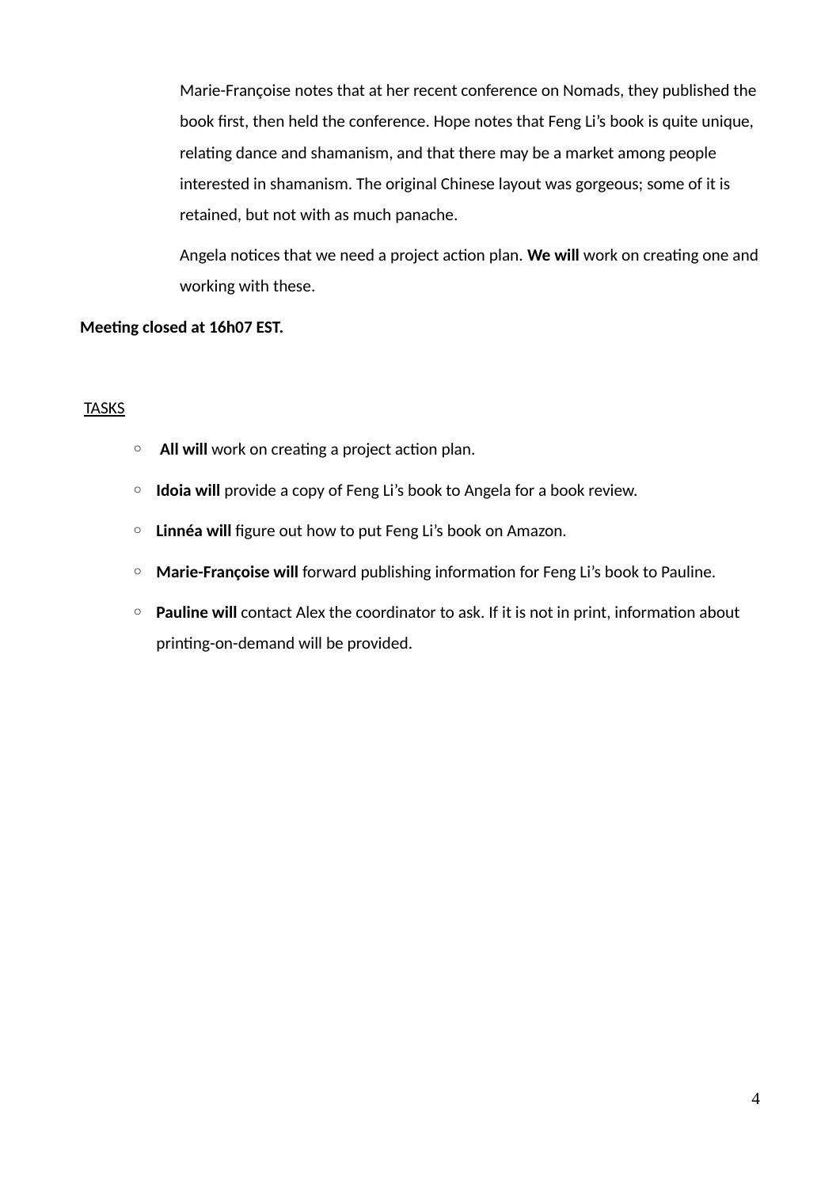Marie-Françoise notes that at her recent conference on Nomads, they published the book first, then held the conference. Hope notes that Feng Li's book is quite unique, relating dance and shamanism, and that there may be a market among people interested in shamanism. The original Chinese layout was gorgeous; some of it is retained, but not with as much panache.

Angela notices that we need a project action plan. **We will** work on creating one and working with these.

**Meeting closed at 16h07 EST.**

TASKS

- **All will** work on creating a project action plan.
- **Idoia will** provide a copy of Feng Li's book to Angela for a book review.
- **Linnéa will** figure out how to put Feng Li's book on Amazon.
- **Marie-Françoise will** forward publishing information for Feng Li's book to Pauline.
- **Pauline will** contact Alex the coordinator to ask. If it is not in print, information about printing-on-demand will be provided.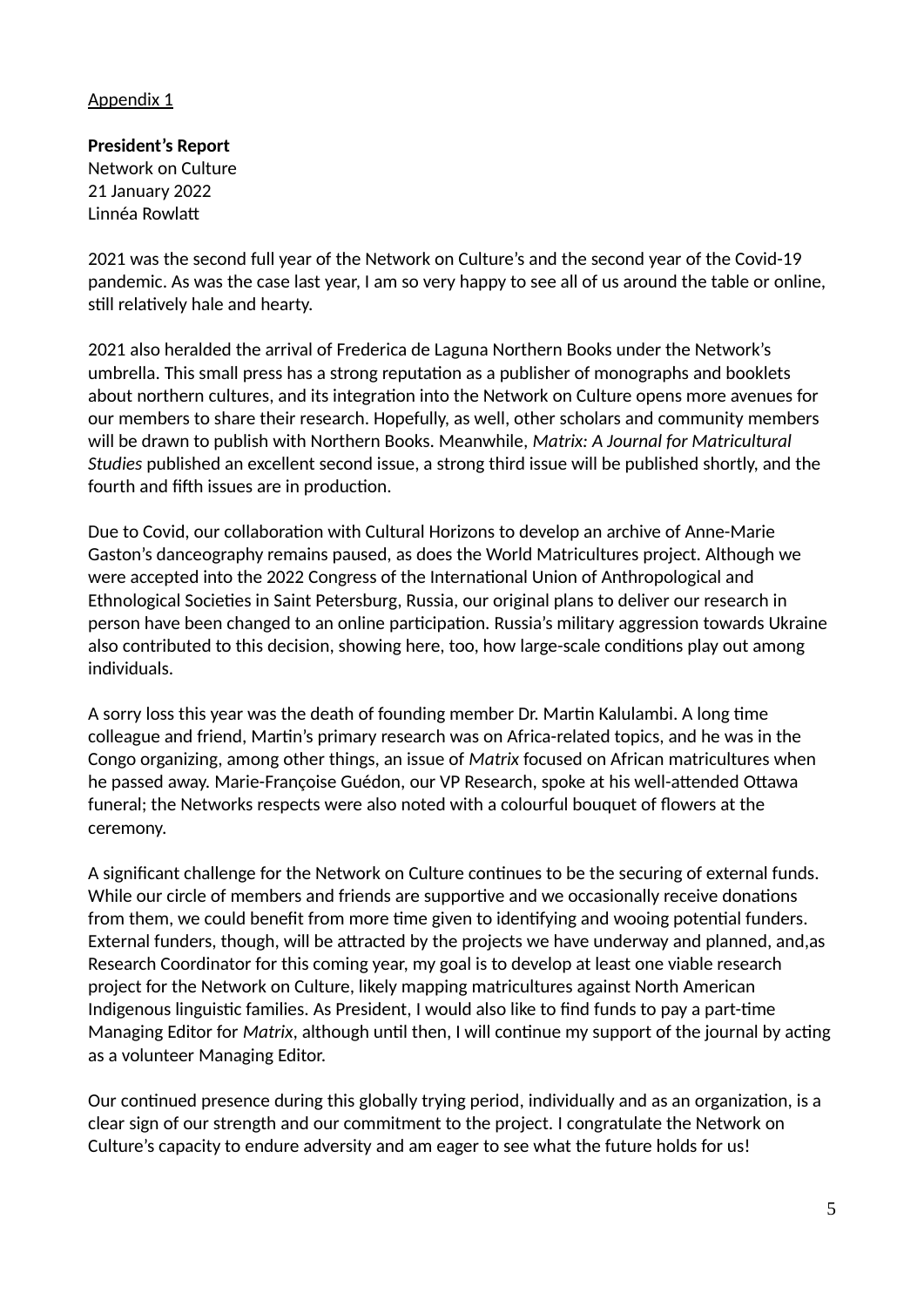Appendix 1

**President's Report**
Network on Culture
21 January 2022
Linnéa Rowlatt

2021 was the second full year of the Network on Culture's and the second year of the Covid-19 pandemic. As was the case last year, I am so very happy to see all of us around the table or online, still relatively hale and hearty.

2021 also heralded the arrival of Frederica de Laguna Northern Books under the Network's umbrella. This small press has a strong reputation as a publisher of monographs and booklets about northern cultures, and its integration into the Network on Culture opens more avenues for our members to share their research. Hopefully, as well, other scholars and community members will be drawn to publish with Northern Books. Meanwhile, *Matrix: A Journal for Matricultural Studies* published an excellent second issue, a strong third issue will be published shortly, and the fourth and fifth issues are in production.

Due to Covid, our collaboration with Cultural Horizons to develop an archive of Anne-Marie Gaston's danceography remains paused, as does the World Matricultures project. Although we were accepted into the 2022 Congress of the International Union of Anthropological and Ethnological Societies in Saint Petersburg, Russia, our original plans to deliver our research in person have been changed to an online participation. Russia's military aggression towards Ukraine also contributed to this decision, showing here, too, how large-scale conditions play out among individuals.

A sorry loss this year was the death of founding member Dr. Martin Kalulambi. A long time colleague and friend, Martin's primary research was on Africa-related topics, and he was in the Congo organizing, among other things, an issue of *Matrix* focused on African matricultures when he passed away. Marie-Françoise Guédon, our VP Research, spoke at his well-attended Ottawa funeral; the Networks respects were also noted with a colourful bouquet of flowers at the ceremony.

A significant challenge for the Network on Culture continues to be the securing of external funds. While our circle of members and friends are supportive and we occasionally receive donations from them, we could benefit from more time given to identifying and wooing potential funders. External funders, though, will be attracted by the projects we have underway and planned, and,as Research Coordinator for this coming year, my goal is to develop at least one viable research project for the Network on Culture, likely mapping matricultures against North American Indigenous linguistic families. As President, I would also like to find funds to pay a part-time Managing Editor for *Matrix*, although until then, I will continue my support of the journal by acting as a volunteer Managing Editor.

Our continued presence during this globally trying period, individually and as an organization, is a clear sign of our strength and our commitment to the project. I congratulate the Network on Culture's capacity to endure adversity and am eager to see what the future holds for us!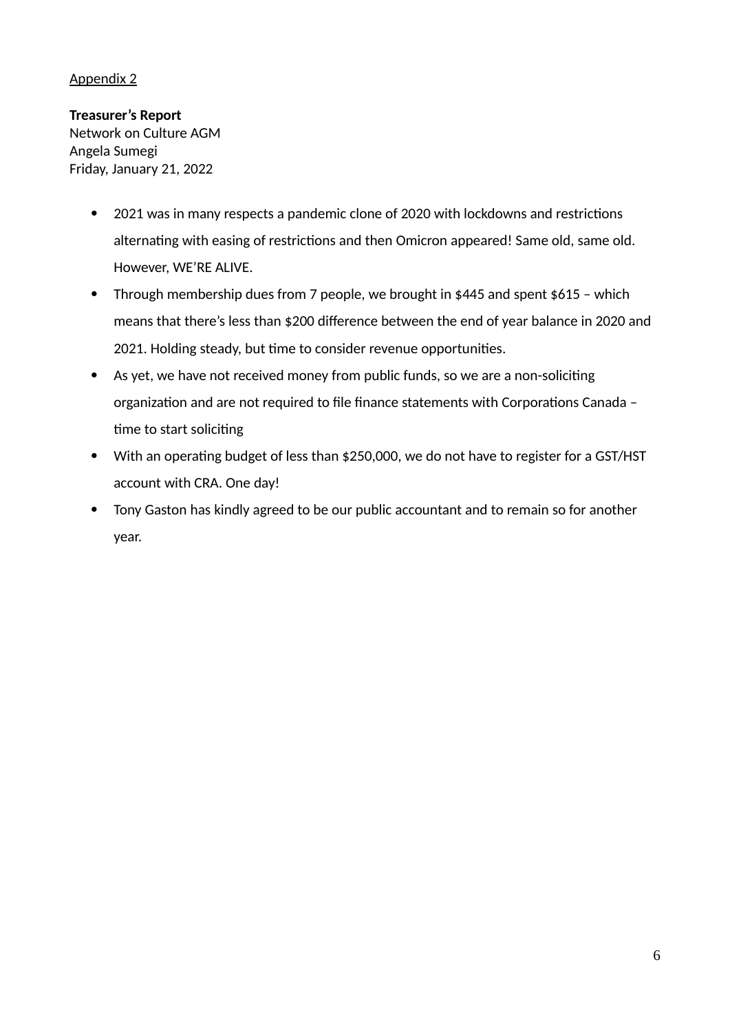Appendix 2

**Treasurer's Report**
Network on Culture AGM
Angela Sumegi
Friday, January 21, 2022

- 2021 was in many respects a pandemic clone of 2020 with lockdowns and restrictions alternating with easing of restrictions and then Omicron appeared! Same old, same old. However, WE'RE ALIVE.
- Through membership dues from 7 people, we brought in $445 and spent $615 – which means that there's less than $200 difference between the end of year balance in 2020 and 2021. Holding steady, but time to consider revenue opportunities.
- As yet, we have not received money from public funds, so we are a non-soliciting organization and are not required to file finance statements with Corporations Canada – time to start soliciting
- With an operating budget of less than $250,000, we do not have to register for a GST/HST account with CRA. One day!
- Tony Gaston has kindly agreed to be our public accountant and to remain so for another year.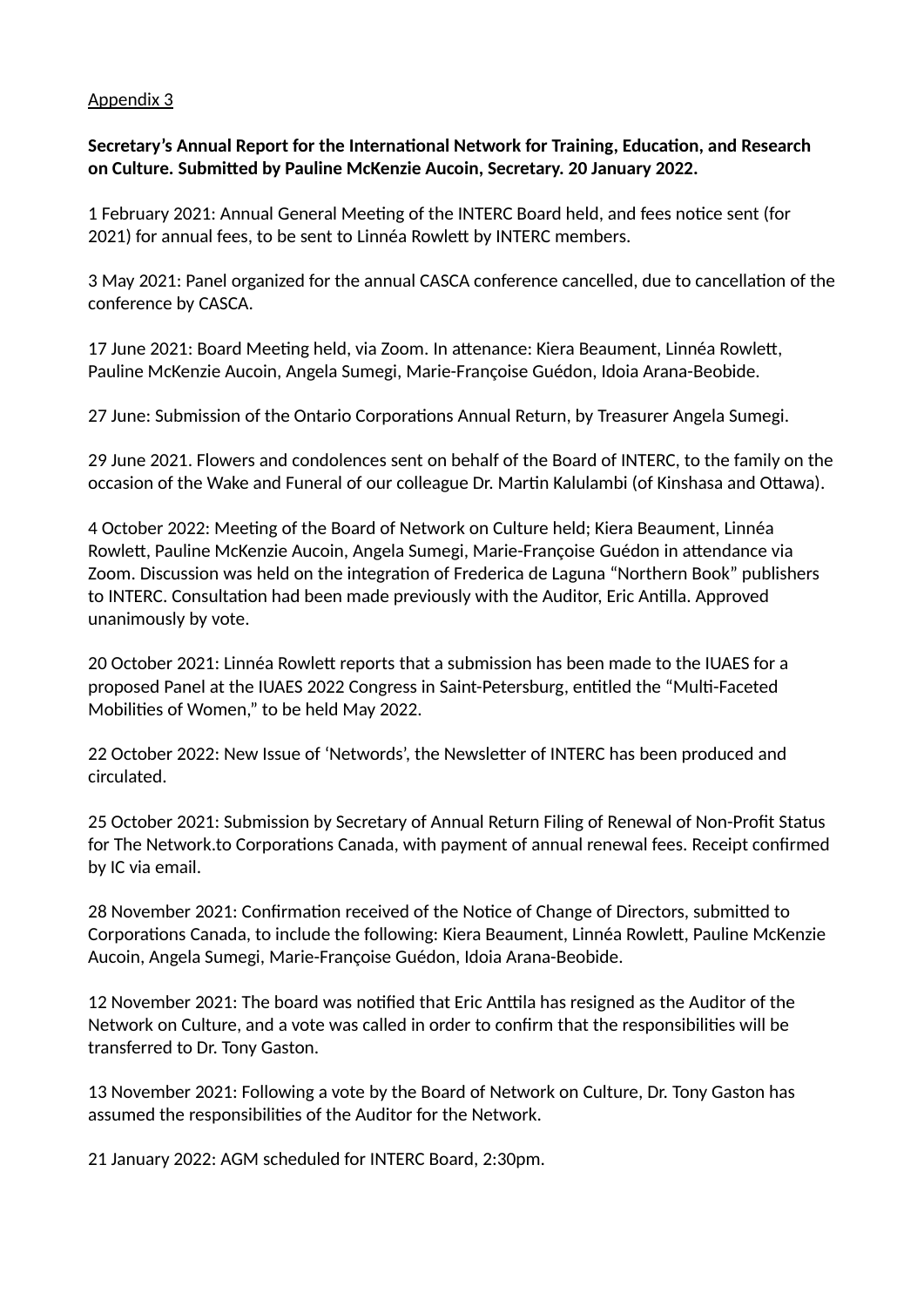Appendix 3

**Secretary's Annual Report for the International Network for Training, Education, and Research on Culture. Submitted by Pauline McKenzie Aucoin, Secretary. 20 January 2022.**

1 February 2021: Annual General Meeting of the INTERC Board held, and fees notice sent (for 2021) for annual fees, to be sent to Linnéa Rowlett by INTERC members.

3 May 2021: Panel organized for the annual CASCA conference cancelled, due to cancellation of the conference by CASCA.

17 June 2021: Board Meeting held, via Zoom. In attenance: Kiera Beaument, Linnéa Rowlett, Pauline McKenzie Aucoin, Angela Sumegi, Marie-Françoise Guédon, Idoia Arana-Beobide.

27 June: Submission of the Ontario Corporations Annual Return, by Treasurer Angela Sumegi.

29 June 2021. Flowers and condolences sent on behalf of the Board of INTERC, to the family on the occasion of the Wake and Funeral of our colleague Dr. Martin Kalulambi (of Kinshasa and Ottawa).

4 October 2022: Meeting of the Board of Network on Culture held; Kiera Beaument, Linnéa Rowlett, Pauline McKenzie Aucoin, Angela Sumegi, Marie-Françoise Guédon in attendance via Zoom. Discussion was held on the integration of Frederica de Laguna "Northern Book" publishers to INTERC. Consultation had been made previously with the Auditor, Eric Antilla. Approved unanimously by vote.

20 October 2021: Linnéa Rowlett reports that a submission has been made to the IUAES for a proposed Panel at the IUAES 2022 Congress in Saint-Petersburg, entitled the "Multi-Faceted Mobilities of Women," to be held May 2022.

22 October 2022: New Issue of 'Networds', the Newsletter of INTERC has been produced and circulated.

25 October 2021: Submission by Secretary of Annual Return Filing of Renewal of Non-Profit Status for The Network.to Corporations Canada, with payment of annual renewal fees. Receipt confirmed by IC via email.

28 November 2021: Confirmation received of the Notice of Change of Directors, submitted to Corporations Canada, to include the following: Kiera Beaument, Linnéa Rowlett, Pauline McKenzie Aucoin, Angela Sumegi, Marie-Françoise Guédon, Idoia Arana-Beobide.

12 November 2021: The board was notified that Eric Anttila has resigned as the Auditor of the Network on Culture, and a vote was called in order to confirm that the responsibilities will be transferred to Dr. Tony Gaston.

13 November 2021: Following a vote by the Board of Network on Culture, Dr. Tony Gaston has assumed the responsibilities of the Auditor for the Network.

21 January 2022: AGM scheduled for INTERC Board, 2:30pm.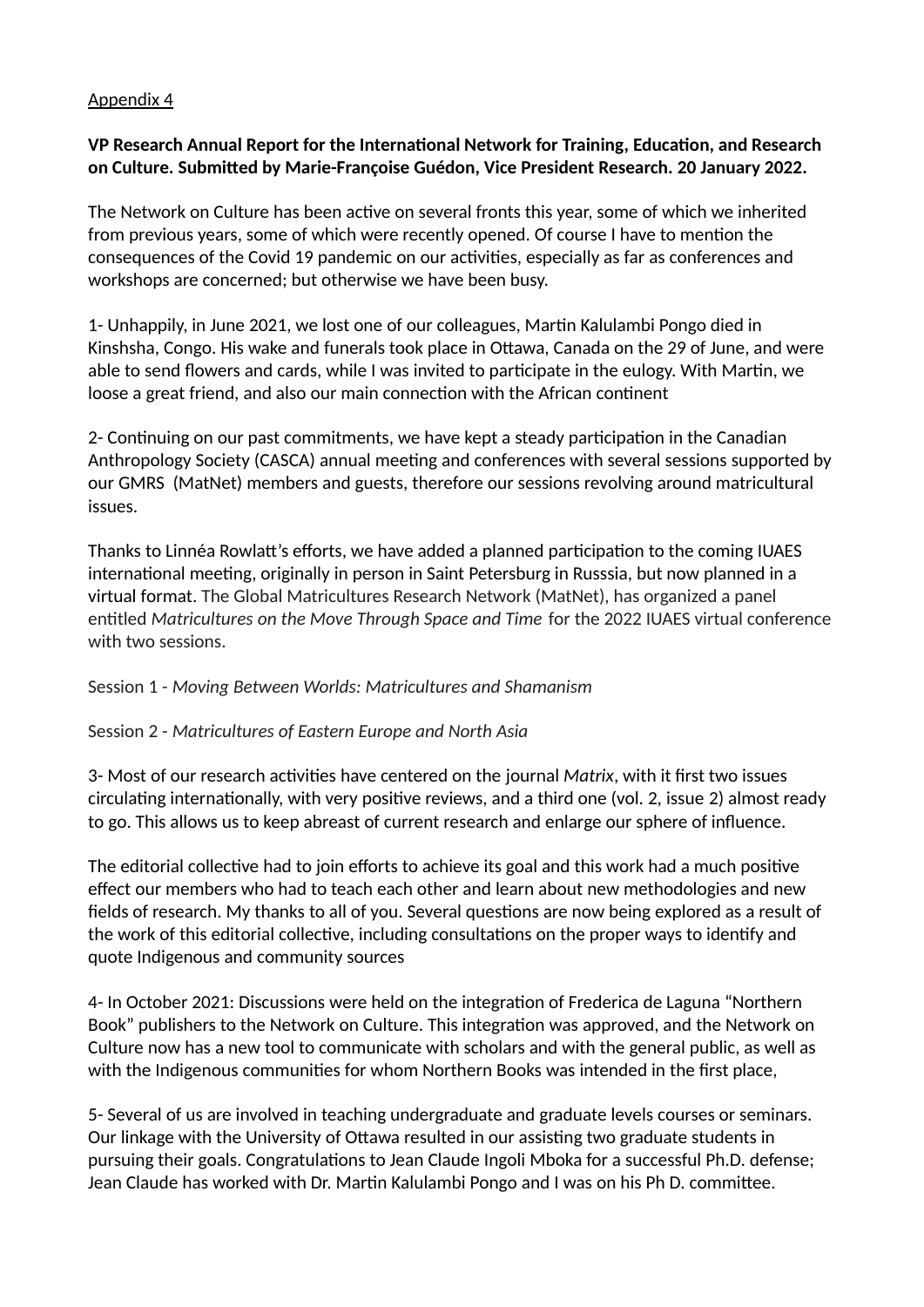Appendix 4

**VP Research Annual Report for the International Network for Training, Education, and Research on Culture. Submitted by Marie-Françoise Guédon, Vice President Research. 20 January 2022.**

The Network on Culture has been active on several fronts this year, some of which we inherited from previous years, some of which were recently opened. Of course I have to mention the consequences of the Covid 19 pandemic on our activities, especially as far as conferences and workshops are concerned; but otherwise we have been busy.

1- Unhappily, in June 2021, we lost one of our colleagues, Martin Kalulambi Pongo died in Kinshsha, Congo. His wake and funerals took place in Ottawa, Canada on the 29 of June, and were able to send flowers and cards, while I was invited to participate in the eulogy. With Martin, we loose a great friend, and also our main connection with the African continent

2- Continuing on our past commitments, we have kept a steady participation in the Canadian Anthropology Society (CASCA) annual meeting and conferences with several sessions supported by our GMRS (MatNet) members and guests, therefore our sessions revolving around matricultural issues.

Thanks to Linnéa Rowlatt's efforts, we have added a planned participation to the coming IUAES international meeting, originally in person in Saint Petersburg in Russsia, but now planned in a virtual format. The Global Matricultures Research Network (MatNet), has organized a panel entitled *Matricultures on the Move Through Space and Time* for the 2022 IUAES virtual conference with two sessions.

Session 1 - *Moving Between Worlds: Matricultures and Shamanism*

Session 2 - *Matricultures of Eastern Europe and North Asia*

3- Most of our research activities have centered on the journal *Matrix*, with it first two issues circulating internationally, with very positive reviews, and a third one (vol. 2, issue 2) almost ready to go. This allows us to keep abreast of current research and enlarge our sphere of influence.

The editorial collective had to join efforts to achieve its goal and this work had a much positive effect our members who had to teach each other and learn about new methodologies and new fields of research. My thanks to all of you. Several questions are now being explored as a result of the work of this editorial collective, including consultations on the proper ways to identify and quote Indigenous and community sources

4- In October 2021: Discussions were held on the integration of Frederica de Laguna "Northern Book" publishers to the Network on Culture. This integration was approved, and the Network on Culture now has a new tool to communicate with scholars and with the general public, as well as with the Indigenous communities for whom Northern Books was intended in the first place,

5- Several of us are involved in teaching undergraduate and graduate levels courses or seminars. Our linkage with the University of Ottawa resulted in our assisting two graduate students in pursuing their goals. Congratulations to Jean Claude Ingoli Mboka for a successful Ph.D. defense; Jean Claude has worked with Dr. Martin Kalulambi Pongo and I was on his Ph D. committee.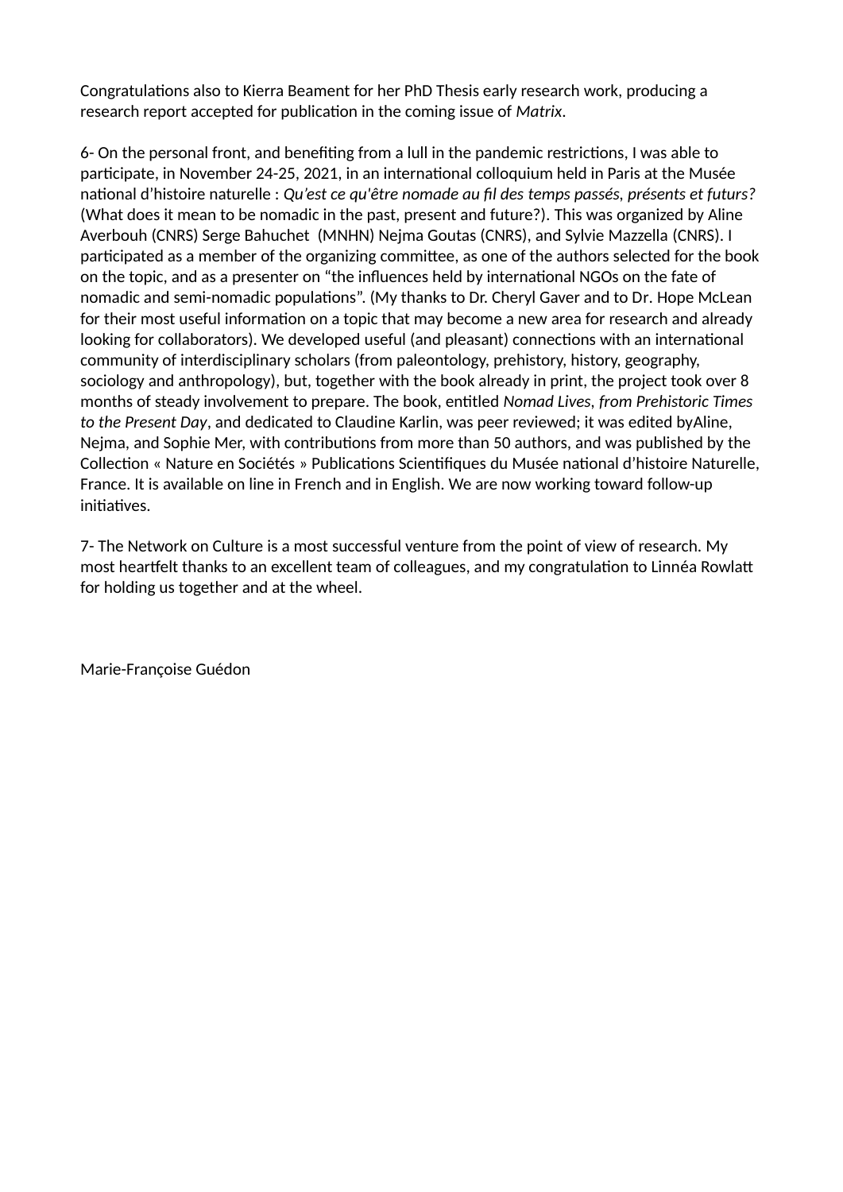Congratulations also to Kierra Beament for her PhD Thesis early research work, producing a research report accepted for publication in the coming issue of *Matrix*.

6- On the personal front, and benefiting from a lull in the pandemic restrictions, I was able to participate, in November 24-25, 2021, in an international colloquium held in Paris at the Musée national d'histoire naturelle : *Qu'est ce qu'être nomade au fil des temps passés, présents et futurs?* (What does it mean to be nomadic in the past, present and future?). This was organized by Aline Averbouh (CNRS) Serge Bahuchet (MNHN) Nejma Goutas (CNRS), and Sylvie Mazzella (CNRS). I participated as a member of the organizing committee, as one of the authors selected for the book on the topic, and as a presenter on "the influences held by international NGOs on the fate of nomadic and semi-nomadic populations". (My thanks to Dr. Cheryl Gaver and to Dr. Hope McLean for their most useful information on a topic that may become a new area for research and already looking for collaborators). We developed useful (and pleasant) connections with an international community of interdisciplinary scholars (from paleontology, prehistory, history, geography, sociology and anthropology), but, together with the book already in print, the project took over 8 months of steady involvement to prepare. The book, entitled *Nomad Lives*, *from Prehistoric Times to the Present Day*, and dedicated to Claudine Karlin, was peer reviewed; it was edited byAline, Nejma, and Sophie Mer, with contributions from more than 50 authors, and was published by the Collection « Nature en Sociétés » Publications Scientifiques du Musée national d'histoire Naturelle, France. It is available on line in French and in English. We are now working toward follow-up initiatives.

7- The Network on Culture is a most successful venture from the point of view of research. My most heartfelt thanks to an excellent team of colleagues, and my congratulation to Linnéa Rowlatt for holding us together and at the wheel.

Marie-Françoise Guédon